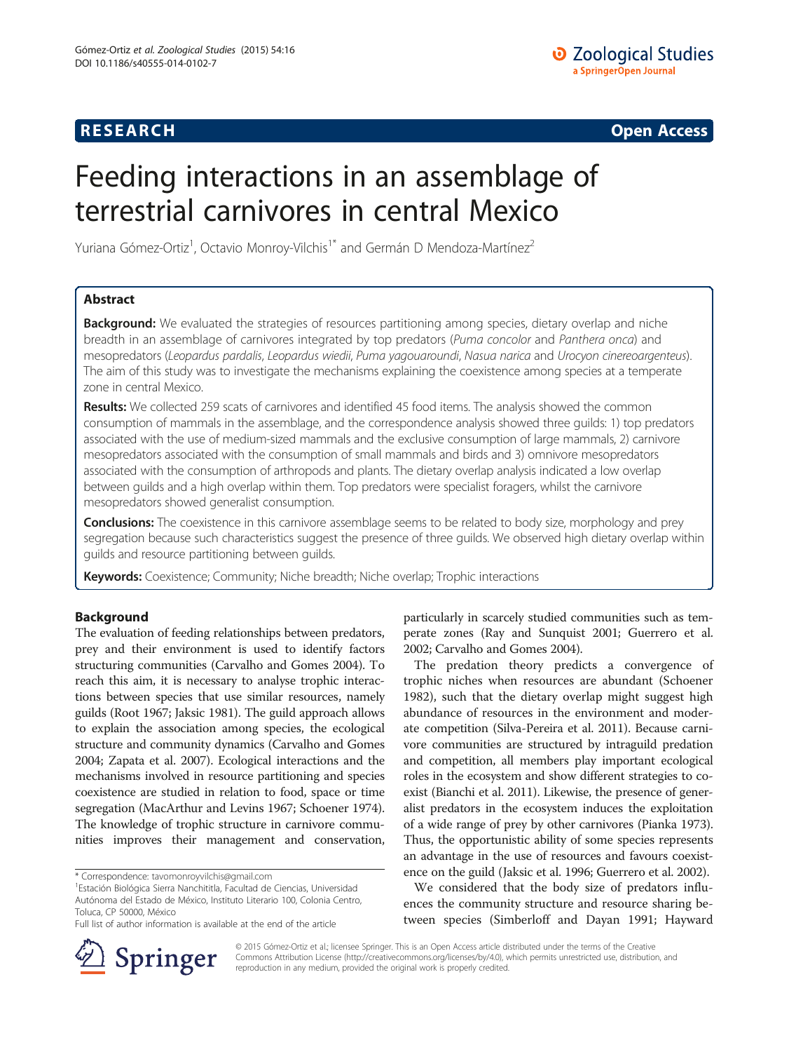RESEARCH Open Access

# Feeding interactions in an assemblage of terrestrial carnivores in central Mexico

Yuriana Gómez-Ortiz[1], Octavio Monroy-Vilchis[1*] and Germán D Mendoza-Martínez[2]

## Abstract

**Background:** We evaluated the strategies of resources partitioning among species, dietary overlap and niche breadth in an assemblage of carnivores integrated by top predators (*Puma concolor* and *Panthera onca*) and mesopredators (*Leopardus pardalis*, *Leopardus wiedii*, *Puma yagouaroundi*, *Nasua narica* and *Urocyon cinereoargenteus*). The aim of this study was to investigate the mechanisms explaining the coexistence among species at a temperate zone in central Mexico.

**Results:** We collected 259 scats of carnivores and identified 45 food items. The analysis showed the common consumption of mammals in the assemblage, and the correspondence analysis showed three guilds: 1) top predators associated with the use of medium-sized mammals and the exclusive consumption of large mammals, 2) carnivore mesopredators associated with the consumption of small mammals and birds and 3) omnivore mesopredators associated with the consumption of arthropods and plants. The dietary overlap analysis indicated a low overlap between guilds and a high overlap within them. Top predators were specialist foragers, whilst the carnivore mesopredators showed generalist consumption.

**Conclusions:** The coexistence in this carnivore assemblage seems to be related to body size, morphology and prey segregation because such characteristics suggest the presence of three guilds. We observed high dietary overlap within guilds and resource partitioning between guilds.

**Keywords:** Coexistence; Community; Niche breadth; Niche overlap; Trophic interactions

## Background

The evaluation of feeding relationships between predators, prey and their environment is used to identify factors structuring communities (Carvalho and Gomes 2004). To reach this aim, it is necessary to analyse trophic interactions between species that use similar resources, namely guilds (Root 1967; Jaksic 1981). The guild approach allows to explain the association among species, the ecological structure and community dynamics (Carvalho and Gomes 2004; Zapata et al. 2007). Ecological interactions and the mechanisms involved in resource partitioning and species coexistence are studied in relation to food, space or time segregation (MacArthur and Levins 1967; Schoener 1974). The knowledge of trophic structure in carnivore communities improves their management and conservation, particularly in scarcely studied communities such as temperate zones (Ray and Sunquist 2001; Guerrero et al. 2002; Carvalho and Gomes 2004).

The predation theory predicts a convergence of trophic niches when resources are abundant (Schoener 1982), such that the dietary overlap might suggest high abundance of resources in the environment and moderate competition (Silva-Pereira et al. 2011). Because carnivore communities are structured by intraguild predation and competition, all members play important ecological roles in the ecosystem and show different strategies to coexist (Bianchi et al. 2011). Likewise, the presence of generalist predators in the ecosystem induces the exploitation of a wide range of prey by other carnivores (Pianka 1973). Thus, the opportunistic ability of some species represents an advantage in the use of resources and favours coexistence on the guild (Jaksic et al. 1996; Guerrero et al. 2002).

We considered that the body size of predators influences the community structure and resource sharing between species (Simberloff and Dayan 1991; Hayward

\* Correspondence: tavomonroyvilchis@gmail.com

[1]Estación Biológica Sierra Nanchititla, Facultad de Ciencias, Universidad Autónoma del Estado de México, Instituto Literario 100, Colonia Centro, Toluca, CP 50000, México

Full list of author information is available at the end of the article

© 2015 Gómez-Ortiz et al.; licensee Springer. This is an Open Access article distributed under the terms of the Creative Commons Attribution License (http://creativecommons.org/licenses/by/4.0), which permits unrestricted use, distribution, and reproduction in any medium, provided the original work is properly credited.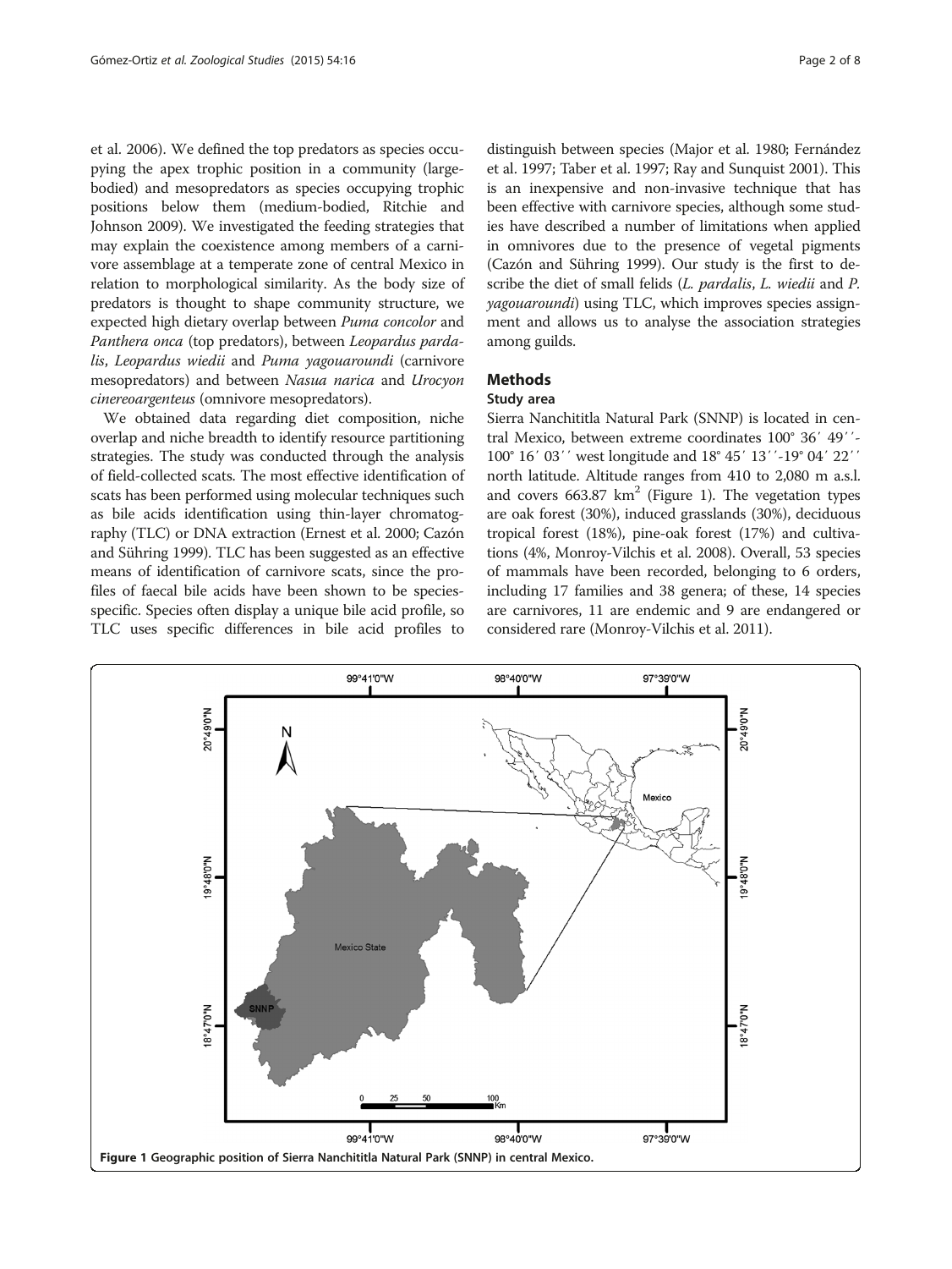et al. 2006). We defined the top predators as species occupying the apex trophic position in a community (large-bodied) and mesopredators as species occupying trophic positions below them (medium-bodied, Ritchie and Johnson 2009). We investigated the feeding strategies that may explain the coexistence among members of a carnivore assemblage at a temperate zone of central Mexico in relation to morphological similarity. As the body size of predators is thought to shape community structure, we expected high dietary overlap between *Puma concolor* and *Panthera onca* (top predators), between *Leopardus pardalis*, *Leopardus wiedii* and *Puma yagouaroundi* (carnivore mesopredators) and between *Nasua narica* and *Urocyon cinereoargenteus* (omnivore mesopredators).

We obtained data regarding diet composition, niche overlap and niche breadth to identify resource partitioning strategies. The study was conducted through the analysis of field-collected scats. The most effective identification of scats has been performed using molecular techniques such as bile acids identification using thin-layer chromatography (TLC) or DNA extraction (Ernest et al. 2000; Cazón and Sühring 1999). TLC has been suggested as an effective means of identification of carnivore scats, since the profiles of faecal bile acids have been shown to be species-specific. Species often display a unique bile acid profile, so TLC uses specific differences in bile acid profiles to distinguish between species (Major et al. 1980; Fernández et al. 1997; Taber et al. 1997; Ray and Sunquist 2001). This is an inexpensive and non-invasive technique that has been effective with carnivore species, although some studies have described a number of limitations when applied in omnivores due to the presence of vegetal pigments (Cazón and Sühring 1999). Our study is the first to describe the diet of small felids (*L. pardalis*, *L. wiedii* and *P. yagouaroundi*) using TLC, which improves species assignment and allows us to analyse the association strategies among guilds.

## Methods

### Study area

Sierra Nanchititla Natural Park (SNNP) is located in central Mexico, between extreme coordinates 100° 36′ 49′′-100° 16′ 03′′ west longitude and 18° 45′ 13′′-19° 04′ 22′′ north latitude. Altitude ranges from 410 to 2,080 m a.s.l. and covers 663.87 km$^2$ (Figure 1). The vegetation types are oak forest (30%), induced grasslands (30%), deciduous tropical forest (18%), pine-oak forest (17%) and cultivations (4%, Monroy-Vilchis et al. 2008). Overall, 53 species of mammals have been recorded, belonging to 6 orders, including 17 families and 38 genera; of these, 14 species are carnivores, 11 are endemic and 9 are endangered or considered rare (Monroy-Vilchis et al. 2011).

**Figure 1** Geographic position of Sierra Nanchititla Natural Park (SNNP) in central Mexico.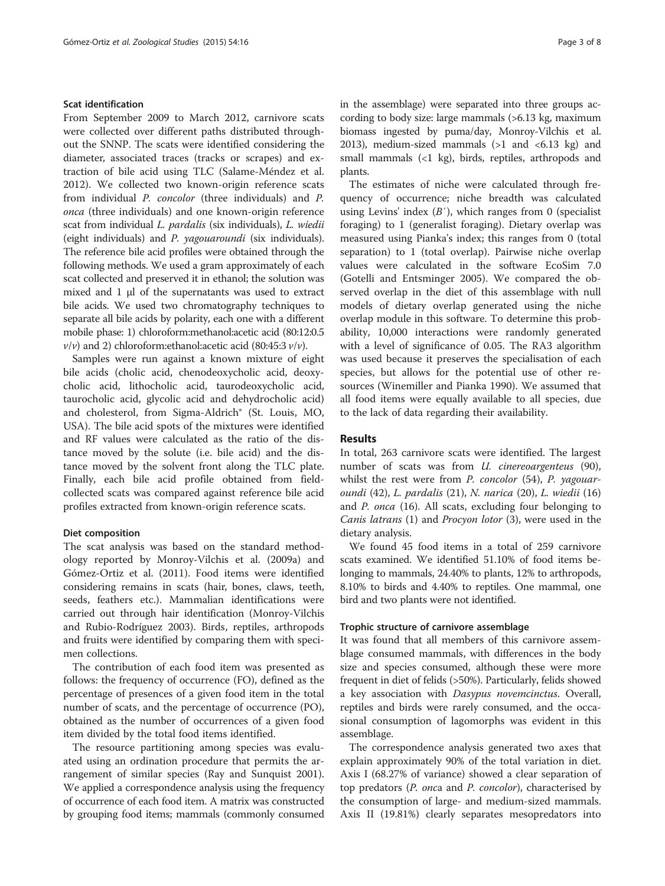### Scat identification

From September 2009 to March 2012, carnivore scats were collected over different paths distributed throughout the SNNP. The scats were identified considering the diameter, associated traces (tracks or scrapes) and extraction of bile acid using TLC (Salame-Méndez et al. 2012). We collected two known-origin reference scats from individual *P. concolor* (three individuals) and *P. onca* (three individuals) and one known-origin reference scat from individual *L. pardalis* (six individuals), *L. wiedii* (eight individuals) and *P. yagouaroundi* (six individuals). The reference bile acid profiles were obtained through the following methods. We used a gram approximately of each scat collected and preserved it in ethanol; the solution was mixed and 1 μl of the supernatants was used to extract bile acids. We used two chromatography techniques to separate all bile acids by polarity, each one with a different mobile phase: 1) chloroform:methanol:acetic acid (80:12:0.5 *v*/*v*) and 2) chloroform:ethanol:acetic acid (80:45:3 *v*/*v*).

Samples were run against a known mixture of eight bile acids (cholic acid, chenodeoxycholic acid, deoxycholic acid, lithocholic acid, taurodeoxycholic acid, taurocholic acid, glycolic acid and dehydrocholic acid) and cholesterol, from Sigma-Aldrich® (St. Louis, MO, USA). The bile acid spots of the mixtures were identified and RF values were calculated as the ratio of the distance moved by the solute (i.e. bile acid) and the distance moved by the solvent front along the TLC plate. Finally, each bile acid profile obtained from field-collected scats was compared against reference bile acid profiles extracted from known-origin reference scats.

### Diet composition

The scat analysis was based on the standard methodology reported by Monroy-Vilchis et al. (2009a) and Gómez-Ortiz et al. (2011). Food items were identified considering remains in scats (hair, bones, claws, teeth, seeds, feathers etc.). Mammalian identifications were carried out through hair identification (Monroy-Vilchis and Rubio-Rodríguez 2003). Birds, reptiles, arthropods and fruits were identified by comparing them with specimen collections.

The contribution of each food item was presented as follows: the frequency of occurrence (FO), defined as the percentage of presences of a given food item in the total number of scats, and the percentage of occurrence (PO), obtained as the number of occurrences of a given food item divided by the total food items identified.

The resource partitioning among species was evaluated using an ordination procedure that permits the arrangement of similar species (Ray and Sunquist 2001). We applied a correspondence analysis using the frequency of occurrence of each food item. A matrix was constructed by grouping food items; mammals (commonly consumed in the assemblage) were separated into three groups according to body size: large mammals (>6.13 kg, maximum biomass ingested by puma/day, Monroy-Vilchis et al. 2013), medium-sized mammals (>1 and <6.13 kg) and small mammals (<1 kg), birds, reptiles, arthropods and plants.

The estimates of niche were calculated through frequency of occurrence; niche breadth was calculated using Levins' index ($B'$), which ranges from 0 (specialist foraging) to 1 (generalist foraging). Dietary overlap was measured using Pianka's index; this ranges from 0 (total separation) to 1 (total overlap). Pairwise niche overlap values were calculated in the software EcoSim 7.0 (Gotelli and Entsminger 2005). We compared the observed overlap in the diet of this assemblage with null models of dietary overlap generated using the niche overlap module in this software. To determine this probability, 10,000 interactions were randomly generated with a level of significance of 0.05. The RA3 algorithm was used because it preserves the specialisation of each species, but allows for the potential use of other resources (Winemiller and Pianka 1990). We assumed that all food items were equally available to all species, due to the lack of data regarding their availability.

## Results

In total, 263 carnivore scats were identified. The largest number of scats was from *U. cinereoargenteus* (90), whilst the rest were from *P. concolor* (54), *P. yagouaroundi* (42), *L. pardalis* (21), *N. narica* (20), *L. wiedii* (16) and *P. onca* (16). All scats, excluding four belonging to *Canis latrans* (1) and *Procyon lotor* (3), were used in the dietary analysis.

We found 45 food items in a total of 259 carnivore scats examined. We identified 51.10% of food items belonging to mammals, 24.40% to plants, 12% to arthropods, 8.10% to birds and 4.40% to reptiles. One mammal, one bird and two plants were not identified.

### Trophic structure of carnivore assemblage

It was found that all members of this carnivore assemblage consumed mammals, with differences in the body size and species consumed, although these were more frequent in diet of felids (>50%). Particularly, felids showed a key association with *Dasypus novemcinctus*. Overall, reptiles and birds were rarely consumed, and the occasional consumption of lagomorphs was evident in this assemblage.

The correspondence analysis generated two axes that explain approximately 90% of the total variation in diet. Axis I (68.27% of variance) showed a clear separation of top predators (*P. onca* and *P. concolor*), characterised by the consumption of large- and medium-sized mammals. Axis II (19.81%) clearly separates mesopredators into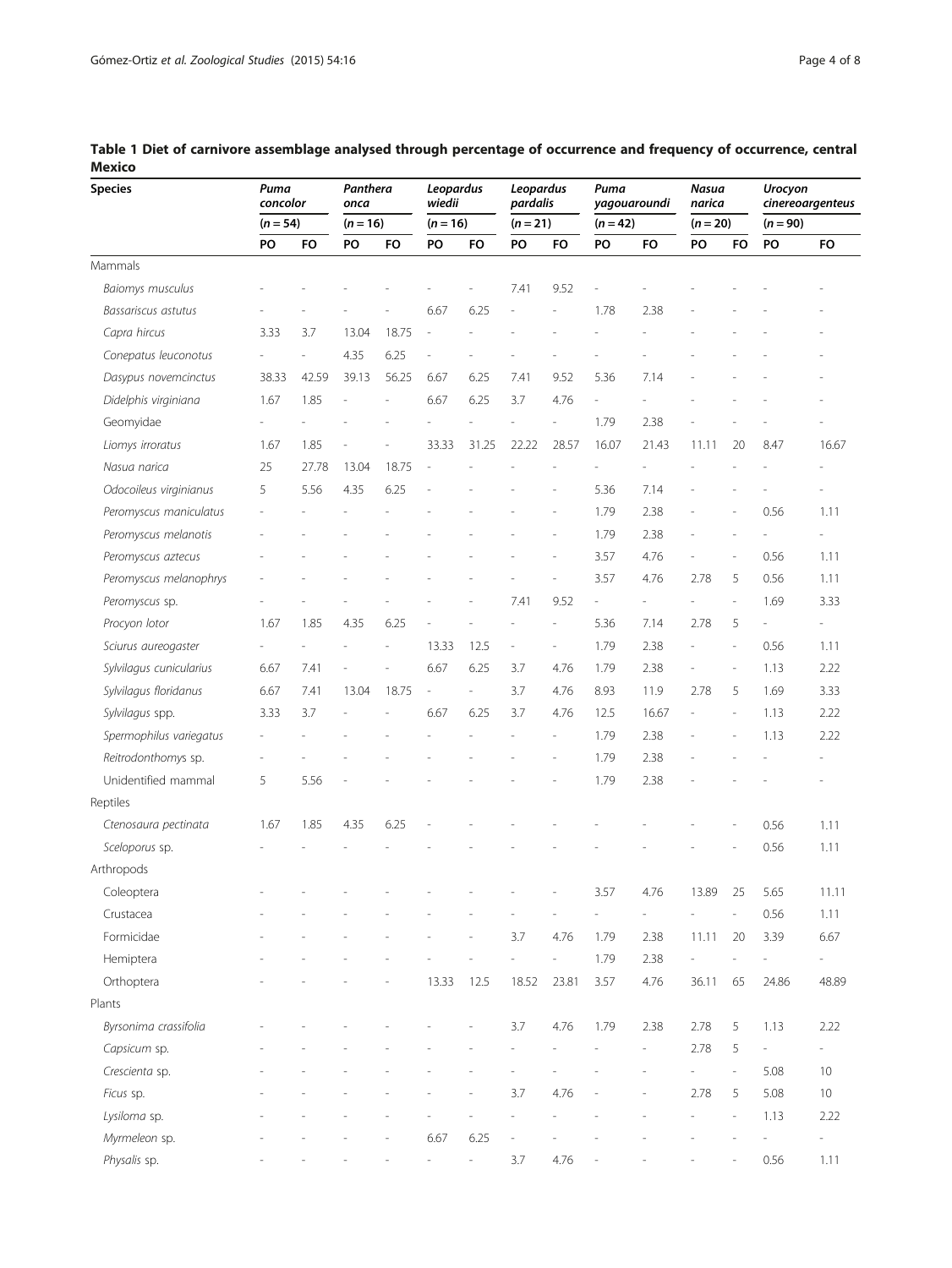**Table 1 Diet of carnivore assemblage analysed through percentage of occurrence and frequency of occurrence, central Mexico**

| Species | *Puma concolor* (n = 54) | | *Panthera onca* (n = 16) | | *Leopardus wiedii* (n = 16) | | *Leopardus pardalis* (n = 21) | | *Puma yagouaroundi* (n = 42) | | *Nasua narica* (n = 20) | | *Urocyon cinereoargenteus* (n = 90) | |
|---|---|---|---|---|---|---|---|---|---|---|---|---|---|---|
| | PO | FO | PO | FO | PO | FO | PO | FO | PO | FO | PO | FO | PO | FO |
| Mammals | | | | | | | | | | | | | | |
| *Baiomys musculus* | - | - | - | - | - | - | 7.41 | 9.52 | - | - | - | - | - | - |
| *Bassariscus astutus* | - | - | - | - | 6.67 | 6.25 | - | - | 1.78 | 2.38 | - | - | - | - |
| *Capra hircus* | 3.33 | 3.7 | 13.04 | 18.75 | - | - | - | - | - | - | - | - | - | - |
| *Conepatus leuconotus* | - | - | 4.35 | 6.25 | - | - | - | - | - | - | - | - | - | - |
| *Dasypus novemcinctus* | 38.33 | 42.59 | 39.13 | 56.25 | 6.67 | 6.25 | 7.41 | 9.52 | 5.36 | 7.14 | - | - | - | - |
| *Didelphis virginiana* | 1.67 | 1.85 | - | - | 6.67 | 6.25 | 3.7 | 4.76 | - | - | - | - | - | - |
| Geomyidae | - | - | - | - | - | - | - | - | 1.79 | 2.38 | - | - | - | - |
| *Liomys irroratus* | 1.67 | 1.85 | - | - | 33.33 | 31.25 | 22.22 | 28.57 | 16.07 | 21.43 | 11.11 | 20 | 8.47 | 16.67 |
| *Nasua narica* | 25 | 27.78 | 13.04 | 18.75 | - | - | - | - | - | - | - | - | - | - |
| *Odocoileus virginianus* | 5 | 5.56 | 4.35 | 6.25 | - | - | - | - | 5.36 | 7.14 | - | - | - | - |
| *Peromyscus maniculatus* | - | - | - | - | - | - | - | - | 1.79 | 2.38 | - | - | 0.56 | 1.11 |
| *Peromyscus melanotis* | - | - | - | - | - | - | - | - | 1.79 | 2.38 | - | - | - | - |
| *Peromyscus aztecus* | - | - | - | - | - | - | - | - | 3.57 | 4.76 | - | - | 0.56 | 1.11 |
| *Peromyscus melanophrys* | - | - | - | - | - | - | - | - | 3.57 | 4.76 | 2.78 | 5 | 0.56 | 1.11 |
| *Peromyscus* sp. | - | - | - | - | - | - | 7.41 | 9.52 | - | - | - | - | 1.69 | 3.33 |
| *Procyon lotor* | 1.67 | 1.85 | 4.35 | 6.25 | - | - | - | - | 5.36 | 7.14 | 2.78 | 5 | - | - |
| *Sciurus aureogaster* | - | - | - | - | 13.33 | 12.5 | - | - | 1.79 | 2.38 | - | - | 0.56 | 1.11 |
| *Sylvilagus cunicularius* | 6.67 | 7.41 | - | - | 6.67 | 6.25 | 3.7 | 4.76 | 1.79 | 2.38 | - | - | 1.13 | 2.22 |
| *Sylvilagus floridanus* | 6.67 | 7.41 | 13.04 | 18.75 | - | - | 3.7 | 4.76 | 8.93 | 11.9 | 2.78 | 5 | 1.69 | 3.33 |
| *Sylvilagus* spp. | 3.33 | 3.7 | - | - | 6.67 | 6.25 | 3.7 | 4.76 | 12.5 | 16.67 | - | - | 1.13 | 2.22 |
| *Spermophilus variegatus* | - | - | - | - | - | - | - | - | 1.79 | 2.38 | - | - | 1.13 | 2.22 |
| *Reitrodonthomys* sp. | - | - | - | - | - | - | - | - | 1.79 | 2.38 | - | - | - | - |
| Unidentified mammal | 5 | 5.56 | - | - | - | - | - | - | 1.79 | 2.38 | - | - | - | - |
| Reptiles | | | | | | | | | | | | | | |
| *Ctenosaura pectinata* | 1.67 | 1.85 | 4.35 | 6.25 | - | - | - | - | - | - | - | - | 0.56 | 1.11 |
| *Sceloporus* sp. | - | - | - | - | - | - | - | - | - | - | - | - | 0.56 | 1.11 |
| Arthropods | | | | | | | | | | | | | | |
| Coleoptera | - | - | - | - | - | - | - | - | 3.57 | 4.76 | 13.89 | 25 | 5.65 | 11.11 |
| Crustacea | - | - | - | - | - | - | - | - | - | - | - | - | 0.56 | 1.11 |
| Formicidae | - | - | - | - | - | - | 3.7 | 4.76 | 1.79 | 2.38 | 11.11 | 20 | 3.39 | 6.67 |
| Hemiptera | - | - | - | - | - | - | - | - | 1.79 | 2.38 | - | - | - | - |
| Orthoptera | - | - | - | - | 13.33 | 12.5 | 18.52 | 23.81 | 3.57 | 4.76 | 36.11 | 65 | 24.86 | 48.89 |
| Plants | | | | | | | | | | | | | | |
| *Byrsonima crassifolia* | - | - | - | - | - | - | 3.7 | 4.76 | 1.79 | 2.38 | 2.78 | 5 | 1.13 | 2.22 |
| *Capsicum* sp. | - | - | - | - | - | - | - | - | - | - | 2.78 | 5 | - | - |
| *Crescienta* sp. | - | - | - | - | - | - | - | - | - | - | - | - | 5.08 | 10 |
| *Ficus* sp. | - | - | - | - | - | - | 3.7 | 4.76 | - | - | 2.78 | 5 | 5.08 | 10 |
| *Lysiloma* sp. | - | - | - | - | - | - | - | - | - | - | - | - | 1.13 | 2.22 |
| *Myrmeleon* sp. | - | - | - | - | 6.67 | 6.25 | - | - | - | - | - | - | - | - |
| *Physalis* sp. | - | - | - | - | - | - | 3.7 | 4.76 | - | - | - | - | 0.56 | 1.11 |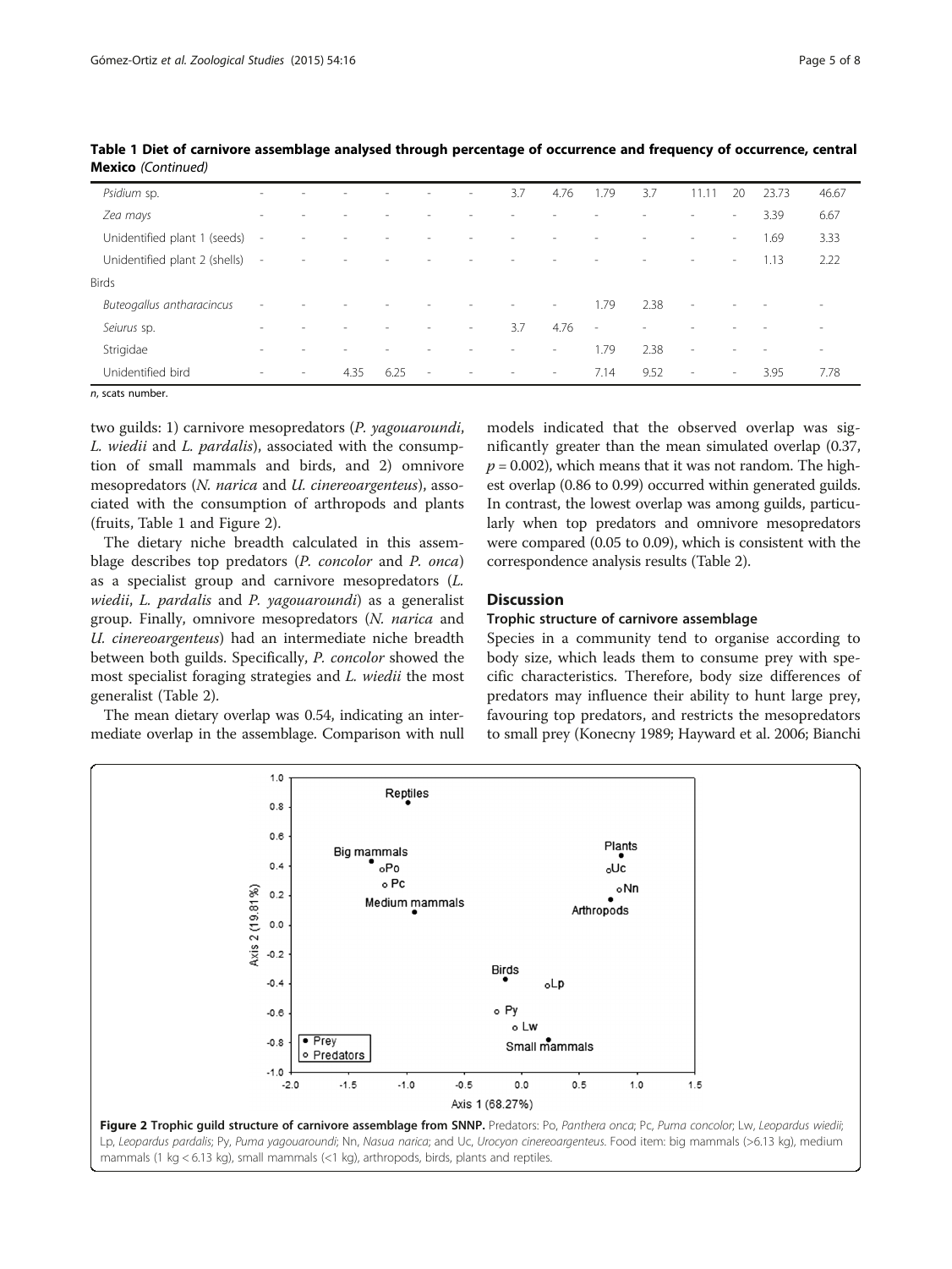**Table 1 Diet of carnivore assemblage analysed through percentage of occurrence and frequency of occurrence, central Mexico** *(Continued)*

| | | | | | | | | | | | | | | |
|---|---|---|---|---|---|---|---|---|---|---|---|---|---|---|
| *Psidium* sp. | - | - | - | - | - | - | 3.7 | 4.76 | 1.79 | 3.7 | 11.11 | 20 | 23.73 | 46.67 |
| *Zea mays* | - | - | - | - | - | - | - | - | - | - | - | - | 3.39 | 6.67 |
| Unidentified plant 1 (seeds) | - | - | - | - | - | - | - | - | - | - | - | - | 1.69 | 3.33 |
| Unidentified plant 2 (shells) | - | - | - | - | - | - | - | - | - | - | - | - | 1.13 | 2.22 |
| Birds | | | | | | | | | | | | | | |
| *Buteogallus antharacincus* | - | - | - | - | - | - | - | - | 1.79 | 2.38 | - | - | - | - |
| *Seiurus* sp. | - | - | - | - | - | - | 3.7 | 4.76 | - | - | - | - | - | - |
| Strigidae | - | - | - | - | - | - | - | - | 1.79 | 2.38 | - | - | - | - |
| Unidentified bird | - | - | 4.35 | 6.25 | - | - | - | - | 7.14 | 9.52 | - | - | 3.95 | 7.78 |

*n*, scats number.

two guilds: 1) carnivore mesopredators (*P. yagouaroundi*, *L. wiedii* and *L. pardalis*), associated with the consumption of small mammals and birds, and 2) omnivore mesopredators (*N. narica* and *U. cinereoargenteus*), associated with the consumption of arthropods and plants (fruits, Table 1 and Figure 2).

The dietary niche breadth calculated in this assemblage describes top predators (*P. concolor* and *P. onca*) as a specialist group and carnivore mesopredators (*L. wiedii*, *L. pardalis* and *P. yagouaroundi*) as a generalist group. Finally, omnivore mesopredators (*N. narica* and *U. cinereoargenteus*) had an intermediate niche breadth between both guilds. Specifically, *P. concolor* showed the most specialist foraging strategies and *L. wiedii* the most generalist (Table 2).

The mean dietary overlap was 0.54, indicating an intermediate overlap in the assemblage. Comparison with null models indicated that the observed overlap was significantly greater than the mean simulated overlap (0.37, $p = 0.002$), which means that it was not random. The highest overlap (0.86 to 0.99) occurred within generated guilds. In contrast, the lowest overlap was among guilds, particularly when top predators and omnivore mesopredators were compared (0.05 to 0.09), which is consistent with the correspondence analysis results (Table 2).

## Discussion

### Trophic structure of carnivore assemblage

Species in a community tend to organise according to body size, which leads them to consume prey with specific characteristics. Therefore, body size differences of predators may influence their ability to hunt large prey, favouring top predators, and restricts the mesopredators to small prey (Konecny 1989; Hayward et al. 2006; Bianchi

**Figure 2 Trophic guild structure of carnivore assemblage from SNNP.** Predators: Po, *Panthera onca*; Pc, *Puma concolor*; Lw, *Leopardus wiedii*; Lp, *Leopardus pardalis*; Py, *Puma yagouaroundi*; Nn, *Nasua narica*; and Uc, *Urocyon cinereoargenteus*. Food item: big mammals (>6.13 kg), medium mammals (1 kg < 6.13 kg), small mammals (<1 kg), arthropods, birds, plants and reptiles.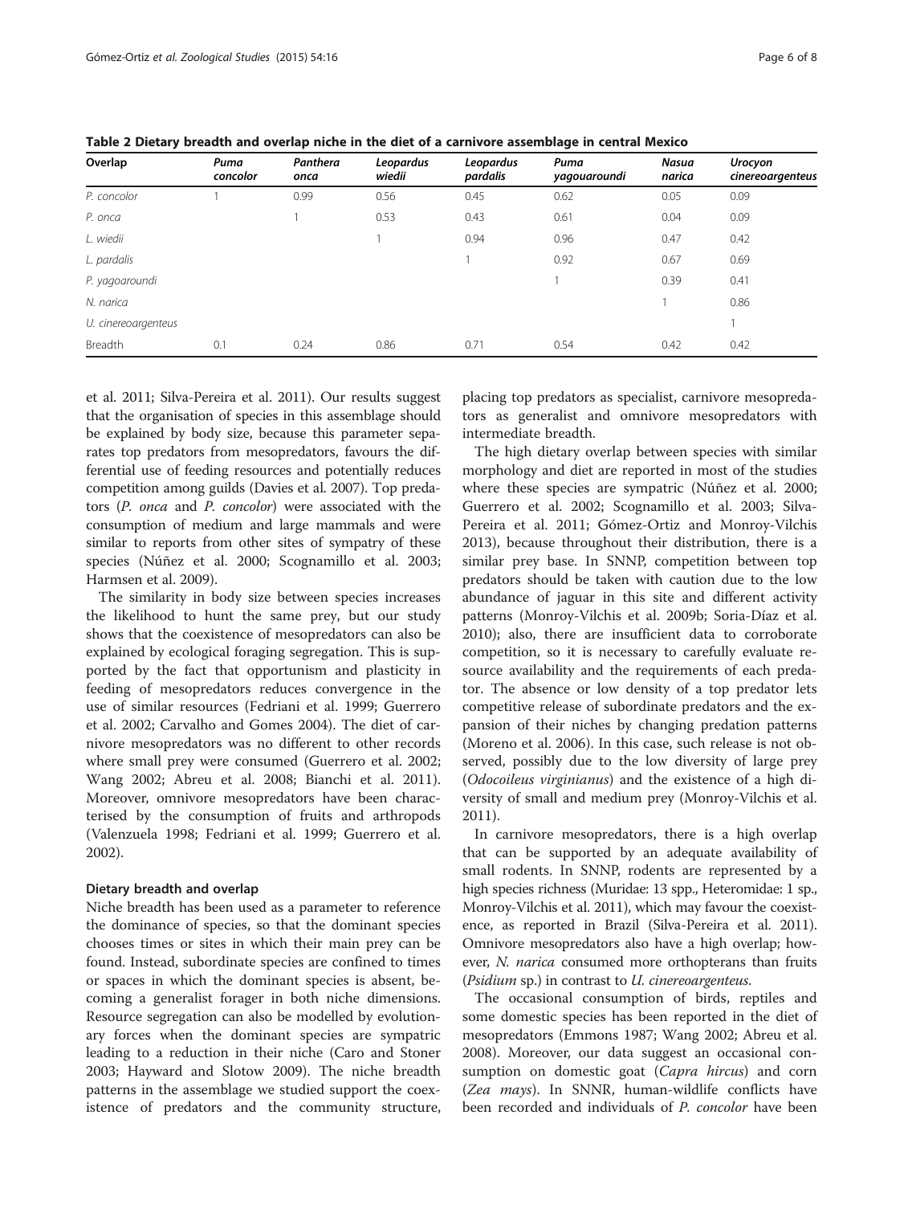Table 2 Dietary breadth and overlap niche in the diet of a carnivore assemblage in central Mexico

| Overlap | *Puma concolor* | *Panthera onca* | *Leopardus wiedii* | *Leopardus pardalis* | *Puma yagouaroundi* | *Nasua narica* | *Urocyon cinereoargenteus* |
|---|---|---|---|---|---|---|---|
| *P. concolor* | 1 | 0.99 | 0.56 | 0.45 | 0.62 | 0.05 | 0.09 |
| *P. onca* | | 1 | 0.53 | 0.43 | 0.61 | 0.04 | 0.09 |
| *L. wiedii* | | | 1 | 0.94 | 0.96 | 0.47 | 0.42 |
| *L. pardalis* | | | | 1 | 0.92 | 0.67 | 0.69 |
| *P. yagoaroundi* | | | | | 1 | 0.39 | 0.41 |
| *N. narica* | | | | | | 1 | 0.86 |
| *U. cinereoargenteus* | | | | | | | 1 |
| Breadth | 0.1 | 0.24 | 0.86 | 0.71 | 0.54 | 0.42 | 0.42 |

et al. 2011; Silva-Pereira et al. 2011). Our results suggest that the organisation of species in this assemblage should be explained by body size, because this parameter separates top predators from mesopredators, favours the differential use of feeding resources and potentially reduces competition among guilds (Davies et al. 2007). Top predators (*P. onca* and *P. concolor*) were associated with the consumption of medium and large mammals and were similar to reports from other sites of sympatry of these species (Núñez et al. 2000; Scognamillo et al. 2003; Harmsen et al. 2009).

The similarity in body size between species increases the likelihood to hunt the same prey, but our study shows that the coexistence of mesopredators can also be explained by ecological foraging segregation. This is supported by the fact that opportunism and plasticity in feeding of mesopredators reduces convergence in the use of similar resources (Fedriani et al. 1999; Guerrero et al. 2002; Carvalho and Gomes 2004). The diet of carnivore mesopredators was no different to other records where small prey were consumed (Guerrero et al. 2002; Wang 2002; Abreu et al. 2008; Bianchi et al. 2011). Moreover, omnivore mesopredators have been characterised by the consumption of fruits and arthropods (Valenzuela 1998; Fedriani et al. 1999; Guerrero et al. 2002).

#### Dietary breadth and overlap

Niche breadth has been used as a parameter to reference the dominance of species, so that the dominant species chooses times or sites in which their main prey can be found. Instead, subordinate species are confined to times or spaces in which the dominant species is absent, becoming a generalist forager in both niche dimensions. Resource segregation can also be modelled by evolutionary forces when the dominant species are sympatric leading to a reduction in their niche (Caro and Stoner 2003; Hayward and Slotow 2009). The niche breadth patterns in the assemblage we studied support the coexistence of predators and the community structure, placing top predators as specialist, carnivore mesopredators as generalist and omnivore mesopredators with intermediate breadth.

The high dietary overlap between species with similar morphology and diet are reported in most of the studies where these species are sympatric (Núñez et al. 2000; Guerrero et al. 2002; Scognamillo et al. 2003; Silva-Pereira et al. 2011; Gómez-Ortiz and Monroy-Vilchis 2013), because throughout their distribution, there is a similar prey base. In SNNP, competition between top predators should be taken with caution due to the low abundance of jaguar in this site and different activity patterns (Monroy-Vilchis et al. 2009b; Soria-Díaz et al. 2010); also, there are insufficient data to corroborate competition, so it is necessary to carefully evaluate resource availability and the requirements of each predator. The absence or low density of a top predator lets competitive release of subordinate predators and the expansion of their niches by changing predation patterns (Moreno et al. 2006). In this case, such release is not observed, possibly due to the low diversity of large prey (*Odocoileus virginianus*) and the existence of a high diversity of small and medium prey (Monroy-Vilchis et al. 2011).

In carnivore mesopredators, there is a high overlap that can be supported by an adequate availability of small rodents. In SNNP, rodents are represented by a high species richness (Muridae: 13 spp., Heteromidae: 1 sp., Monroy-Vilchis et al. 2011), which may favour the coexistence, as reported in Brazil (Silva-Pereira et al. 2011). Omnivore mesopredators also have a high overlap; however, *N. narica* consumed more orthopterans than fruits (*Psidium* sp.) in contrast to *U. cinereoargenteus*.

The occasional consumption of birds, reptiles and some domestic species has been reported in the diet of mesopredators (Emmons 1987; Wang 2002; Abreu et al. 2008). Moreover, our data suggest an occasional consumption on domestic goat (*Capra hircus*) and corn (*Zea mays*). In SNNR, human-wildlife conflicts have been recorded and individuals of *P. concolor* have been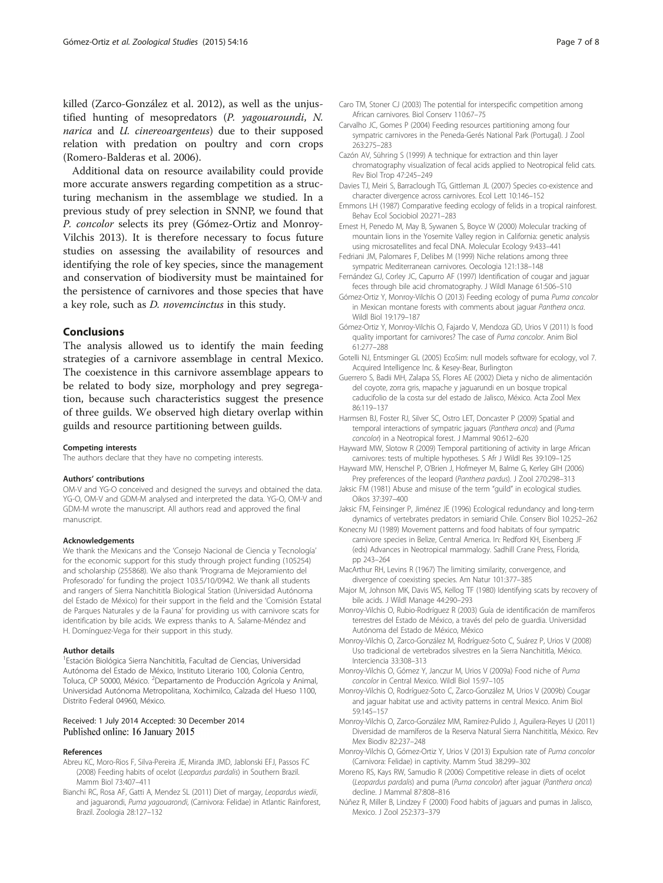killed (Zarco-González et al. 2012), as well as the unjustified hunting of mesopredators (*P. yagouaroundi*, *N. narica* and *U. cinereoargenteus*) due to their supposed relation with predation on poultry and corn crops (Romero-Balderas et al. 2006).

Additional data on resource availability could provide more accurate answers regarding competition as a structuring mechanism in the assemblage we studied. In a previous study of prey selection in SNNP, we found that *P. concolor* selects its prey (Gómez-Ortiz and Monroy-Vilchis 2013). It is therefore necessary to focus future studies on assessing the availability of resources and identifying the role of key species, since the management and conservation of biodiversity must be maintained for the persistence of carnivores and those species that have a key role, such as *D. novemcinctus* in this study.

## Conclusions

The analysis allowed us to identify the main feeding strategies of a carnivore assemblage in central Mexico. The coexistence in this carnivore assemblage appears to be related to body size, morphology and prey segregation, because such characteristics suggest the presence of three guilds. We observed high dietary overlap within guilds and resource partitioning between guilds.

#### Competing interests

The authors declare that they have no competing interests.

#### Authors' contributions

OM-V and YG-O conceived and designed the surveys and obtained the data. YG-O, OM-V and GDM-M analysed and interpreted the data. YG-O, OM-V and GDM-M wrote the manuscript. All authors read and approved the final manuscript.

#### Acknowledgements

We thank the Mexicans and the 'Consejo Nacional de Ciencia y Tecnología' for the economic support for this study through project funding (105254) and scholarship (255868). We also thank 'Programa de Mejoramiento del Profesorado' for funding the project 103.5/10/0942. We thank all students and rangers of Sierra Nanchititla Biological Station (Universidad Autónoma del Estado de México) for their support in the field and the 'Comisión Estatal de Parques Naturales y de la Fauna' for providing us with carnivore scats for identification by bile acids. We express thanks to A. Salame-Méndez and H. Domínguez-Vega for their support in this study.

#### Author details

[1]Estación Biológica Sierra Nanchititla, Facultad de Ciencias, Universidad Autónoma del Estado de México, Instituto Literario 100, Colonia Centro, Toluca, CP 50000, México. [2]Departamento de Producción Agrícola y Animal, Universidad Autónoma Metropolitana, Xochimilco, Calzada del Hueso 1100, Distrito Federal 04960, México.

Received: 1 July 2014 Accepted: 30 December 2014
Published online: 16 January 2015

#### References

Abreu KC, Moro-Rios F, Silva-Pereira JE, Miranda JMD, Jablonski EFJ, Passos FC (2008) Feeding habits of ocelot (*Leopardus pardalis*) in Southern Brazil. Mamm Biol 73:407–411

Bianchi RC, Rosa AF, Gatti A, Mendez SL (2011) Diet of margay, *Leopardus wiedii*, and jaguarondi, *Puma yagouarondi*, (Carnivora: Felidae) in Atlantic Rainforest, Brazil. Zoologia 28:127–132

Caro TM, Stoner CJ (2003) The potential for interspecific competition among African carnivores. Biol Conserv 110:67–75

Carvalho JC, Gomes P (2004) Feeding resources partitioning among four sympatric carnivores in the Peneda-Gerés National Park (Portugal). J Zool 263:275–283

Cazón AV, Sühring S (1999) A technique for extraction and thin layer chromatography visualization of fecal acids applied to Neotropical felid cats. Rev Biol Trop 47:245–249

Davies TJ, Meiri S, Barraclough TG, Gittleman JL (2007) Species co-existence and character divergence across carnivores. Ecol Lett 10:146–152

Emmons LH (1987) Comparative feeding ecology of felids in a tropical rainforest. Behav Ecol Sociobiol 20:271–283

Ernest H, Penedo M, May B, Sywanen S, Boyce W (2000) Molecular tracking of mountain lions in the Yosemite Valley region in California: genetic analysis using microsatellites and fecal DNA. Molecular Ecology 9:433–441

Fedriani JM, Palomares F, Delibes M (1999) Niche relations among three sympatric Mediterranean carnivores. Oecologia 121:138–148

Fernández GJ, Corley JC, Capurro AF (1997) Identification of cougar and jaguar feces through bile acid chromatography. J Wildl Manage 61:506–510

Gómez-Ortiz Y, Monroy-Vilchis O (2013) Feeding ecology of puma *Puma concolor* in Mexican montane forests with comments about jaguar *Panthera onca*. Wildl Biol 19:179–187

Gómez-Ortiz Y, Monroy-Vilchis O, Fajardo V, Mendoza GD, Urios V (2011) Is food quality important for carnivores? The case of *Puma concolor*. Anim Biol 61:277–288

Gotelli NJ, Entsminger GL (2005) EcoSim: null models software for ecology, vol 7. Acquired Intelligence Inc. & Kesey-Bear, Burlington

Guerrero S, Badii MH, Zalapa SS, Flores AE (2002) Dieta y nicho de alimentación del coyote, zorra gris, mapache y jaguarundi en un bosque tropical caducifolio de la costa sur del estado de Jalisco, México. Acta Zool Mex 86:119–137

Harmsen BJ, Foster RJ, Silver SC, Ostro LET, Doncaster P (2009) Spatial and temporal interactions of sympatric jaguars (*Panthera onca*) and (*Puma concolor*) in a Neotropical forest. J Mammal 90:612–620

Hayward MW, Slotow R (2009) Temporal partitioning of activity in large African carnivores: tests of multiple hypotheses. S Afr J Wildl Res 39:109–125

Hayward MW, Henschel P, O'Brien J, Hofmeyer M, Balme G, Kerley GIH (2006) Prey preferences of the leopard (*Panthera pardus*). J Zool 270:298–313

Jaksic FM (1981) Abuse and misuse of the term "guild" in ecological studies. Oikos 37:397–400

Jaksic FM, Feinsinger P, Jiménez JE (1996) Ecological redundancy and long-term dynamics of vertebrates predators in semiarid Chile. Conserv Biol 10:252–262

Konecny MJ (1989) Movement patterns and food habitats of four sympatric carnivore species in Belize, Central America. In: Redford KH, Eisenberg JF (eds) Advances in Neotropical mammalogy. Sadhill Crane Press, Florida, pp 243–264

MacArthur RH, Levins R (1967) The limiting similarity, convergence, and divergence of coexisting species. Am Natur 101:377–385

Major M, Johnson MK, Davis WS, Kellog TF (1980) Identifying scats by recovery of bile acids. J Wildl Manage 44:290–293

Monroy-Vilchis O, Rubio-Rodríguez R (2003) Guía de identificación de mamíferos terrestres del Estado de México, a través del pelo de guardia. Universidad Autónoma del Estado de México, México

Monroy-Vilchis O, Zarco-González M, Rodríguez-Soto C, Suárez P, Urios V (2008) Uso tradicional de vertebrados silvestres en la Sierra Nanchititla, México. Interciencia 33:308–313

Monroy-Vilchis O, Gómez Y, Janczur M, Urios V (2009a) Food niche of *Puma concolor* in Central Mexico. Wildl Biol 15:97–105

Monroy-Vilchis O, Rodríguez-Soto C, Zarco-González M, Urios V (2009b) Cougar and jaguar habitat use and activity patterns in central Mexico. Anim Biol 59:145–157

Monroy-Vilchis O, Zarco-González MM, Ramírez-Pulido J, Aguilera-Reyes U (2011) Diversidad de mamíferos de la Reserva Natural Sierra Nanchititla, México. Rev Mex Biodiv 82:237–248

Monroy-Vilchis O, Gómez-Ortiz Y, Urios V (2013) Expulsion rate of *Puma concolor* (Carnivora: Felidae) in captivity. Mamm Stud 38:299–302

Moreno RS, Kays RW, Samudio R (2006) Competitive release in diets of ocelot (*Leopardus pardalis*) and puma (*Puma concolor*) after jaguar (*Panthera onca*) decline. J Mammal 87:808–816

Núñez R, Miller B, Lindzey F (2000) Food habits of jaguars and pumas in Jalisco, Mexico. J Zool 252:373–379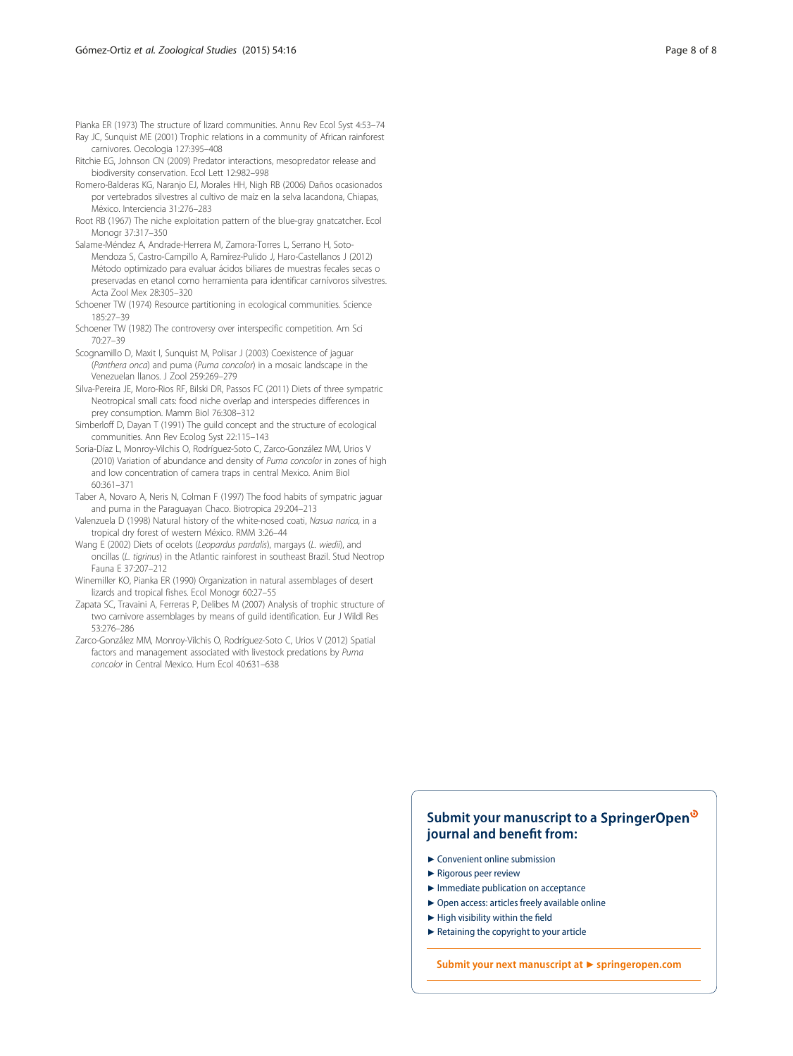Pianka ER (1973) The structure of lizard communities. Annu Rev Ecol Syst 4:53–74

Ray JC, Sunquist ME (2001) Trophic relations in a community of African rainforest carnivores. Oecologia 127:395–408

Ritchie EG, Johnson CN (2009) Predator interactions, mesopredator release and biodiversity conservation. Ecol Lett 12:982–998

Romero-Balderas KG, Naranjo EJ, Morales HH, Nigh RB (2006) Daños ocasionados por vertebrados silvestres al cultivo de maíz en la selva lacandona, Chiapas, México. Interciencia 31:276–283

Root RB (1967) The niche exploitation pattern of the blue-gray gnatcatcher. Ecol Monogr 37:317–350

Salame-Méndez A, Andrade-Herrera M, Zamora-Torres L, Serrano H, Soto-Mendoza S, Castro-Campillo A, Ramírez-Pulido J, Haro-Castellanos J (2012) Método optimizado para evaluar ácidos biliares de muestras fecales secas o preservadas en etanol como herramienta para identificar carnívoros silvestres. Acta Zool Mex 28:305–320

Schoener TW (1974) Resource partitioning in ecological communities. Science 185:27–39

Schoener TW (1982) The controversy over interspecific competition. Am Sci 70:27–39

Scognamillo D, Maxit I, Sunquist M, Polisar J (2003) Coexistence of jaguar (*Panthera onca*) and puma (*Puma concolor*) in a mosaic landscape in the Venezuelan llanos. J Zool 259:269–279

Silva-Pereira JE, Moro-Rios RF, Bilski DR, Passos FC (2011) Diets of three sympatric Neotropical small cats: food niche overlap and interspecies differences in prey consumption. Mamm Biol 76:308–312

Simberloff D, Dayan T (1991) The guild concept and the structure of ecological communities. Ann Rev Ecolog Syst 22:115–143

Soria-Díaz L, Monroy-Vilchis O, Rodríguez-Soto C, Zarco-González MM, Urios V (2010) Variation of abundance and density of *Puma concolor* in zones of high and low concentration of camera traps in central Mexico. Anim Biol 60:361–371

Taber A, Novaro A, Neris N, Colman F (1997) The food habits of sympatric jaguar and puma in the Paraguayan Chaco. Biotropica 29:204–213

Valenzuela D (1998) Natural history of the white-nosed coati, *Nasua narica*, in a tropical dry forest of western México. RMM 3:26–44

Wang E (2002) Diets of ocelots (*Leopardus pardalis*), margays (*L. wiedii*), and oncillas (*L. tigrinus*) in the Atlantic rainforest in southeast Brazil. Stud Neotrop Fauna E 37:207–212

Winemiller KO, Pianka ER (1990) Organization in natural assemblages of desert lizards and tropical fishes. Ecol Monogr 60:27–55

Zapata SC, Travaini A, Ferreras P, Delibes M (2007) Analysis of trophic structure of two carnivore assemblages by means of guild identification. Eur J Wildl Res 53:276–286

Zarco-González MM, Monroy-Vilchis O, Rodríguez-Soto C, Urios V (2012) Spatial factors and management associated with livestock predations by *Puma concolor* in Central Mexico. Hum Ecol 40:631–638

**Submit your manuscript to a SpringerOpen journal and benefit from:**

- ► Convenient online submission
- ► Rigorous peer review
- ► Immediate publication on acceptance
- ► Open access: articles freely available online
- ► High visibility within the field
- ► Retaining the copyright to your article

**Submit your next manuscript at ► springeropen.com**